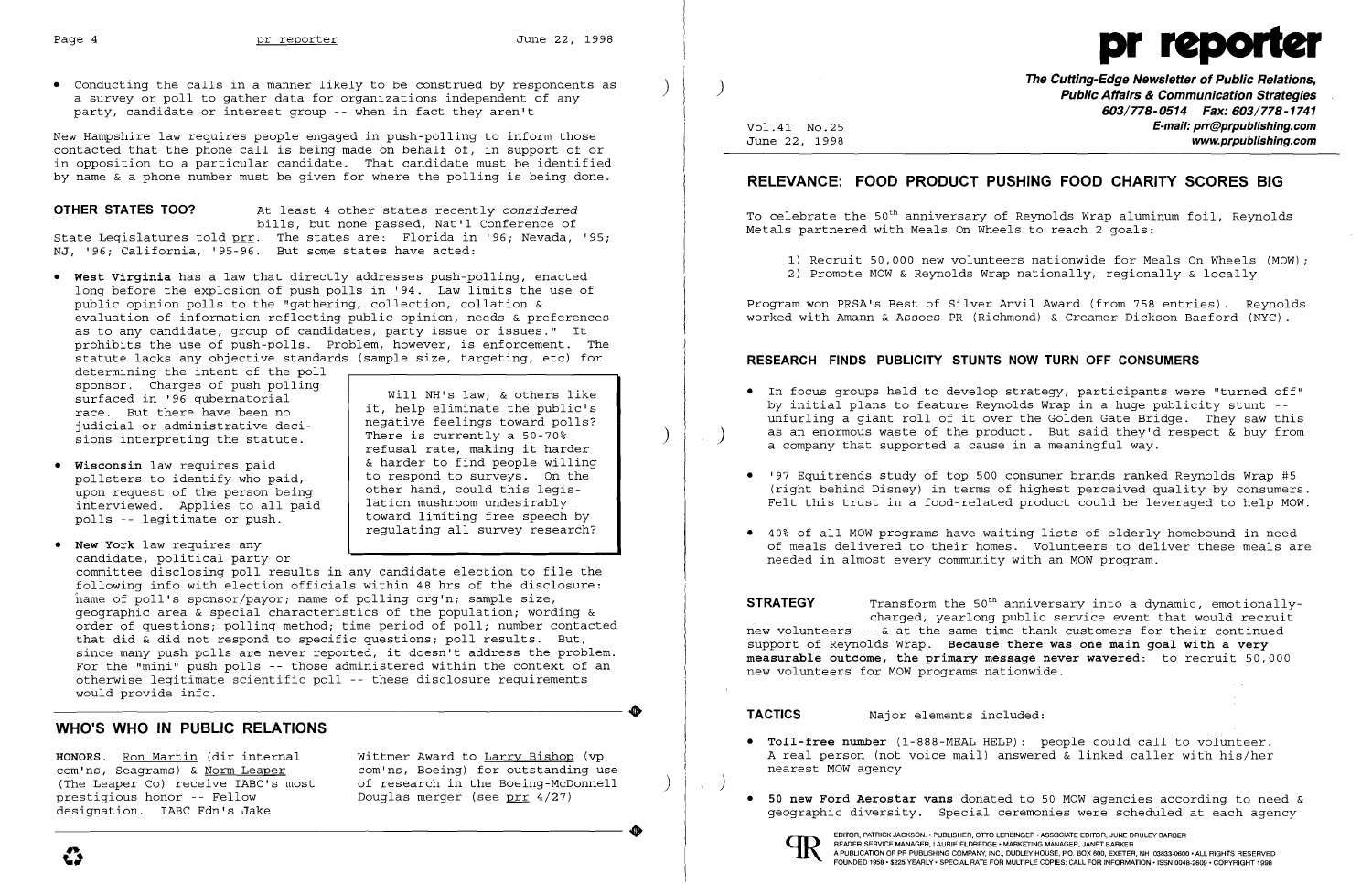- Conducting the calls in a manner likely to be construed by respondents as a survey or poll to gather data for organizations independent of any party, candidate or interest group -- when in fact they aren't

New Hampshire law requires people engaged in push-polling to inform those contacted that the phone call is being made on behalf of, in support of or in opposition to a particular candidate. That candidate must be identified by name & a phone number must be given for where the polling is being done.

**OTHER STATES TOO?** At least 4 other states recently *considered* bills, but none passed, Nat'l Conference of State Legislatures told prr. The states are: Florida in '96; Nevada, '95; NJ, '96; California, '95-96. But some states have acted:

- **West Virginia** has a law that directly addresses push-polling, enacted long before the explosion of push polls in '94. Law limits the use of public opinion polls to the "gathering, collection, collation & evaluation of information reflecting public opinion, needs & preferences as to any candidate, group of candidates, party issue or issues." It prohibits the use of push-polls. Problem, however, is enforcement. The statute lacks any objective standards (sample size, targeting, etc) for determining the intent of the poll sponsor. Charges of push polling surfaced in '96 gubernatorial race. But there have been no judicial or administrative decisions interpreting the statute.
- **Wisconsin** law requires paid pollsters to identify who paid, upon request of the person being interviewed. Applies to all paid polls -- legitimate or push.
- **New York** law requires any candidate, political party or committee disclosing poll results in any candidate election to file the following info with election officials within 48 hrs of the disclosure: name of poll's sponsor/payor; name of polling org'n; sample size, geographic area & special characteristics of the population; wording & order of questions; polling method; time period of poll; number contacted that did & did not respond to specific questions; poll results. But, since many push polls are never reported, it doesn't address the problem. For the "mini" push polls -- those administered within the context of an otherwise legitimate scientific poll -- these disclosure requirements would provide info.

> Will NH's law, & others like it, help eliminate the public's negative feelings toward polls? There is currently a 50-70% refusal rate, making it harder & harder to find people willing to respond to surveys. On the other hand, could this legislation mushroom undesirably toward limiting free speech by regulating all survey research?

## WHO'S WHO IN PUBLIC RELATIONS

**HONORS.** Ron Martin (dir internal com'ns, Seagrams) & Norm Leaper (The Leaper Co) receive IABC's most prestigious honor -- Fellow designation. IABC Fdn's Jake Wittmer Award to Larry Bishop (vp com'ns, Boeing) for outstanding use of research in the Boeing-McDonnell Douglas merger (see prr 4/27)

---

**pr reporter**

*The Cutting-Edge Newsletter of Public Relations, Public Affairs & Communication Strategies*
603/778-0514 Fax: 603/778-1741
E-mail: prr@prpublishing.com
www.prpublishing.com

Vol.41 No.25
June 22, 1998

## RELEVANCE: FOOD PRODUCT PUSHING FOOD CHARITY SCORES BIG

To celebrate the 50th anniversary of Reynolds Wrap aluminum foil, Reynolds Metals partnered with Meals On Wheels to reach 2 goals:

1) Recruit 50,000 new volunteers nationwide for Meals On Wheels (MOW);
2) Promote MOW & Reynolds Wrap nationally, regionally & locally

Program won PRSA's Best of Silver Anvil Award (from 758 entries). Reynolds worked with Amann & Assocs PR (Richmond) & Creamer Dickson Basford (NYC).

### RESEARCH FINDS PUBLICITY STUNTS NOW TURN OFF CONSUMERS

- In focus groups held to develop strategy, participants were "turned off" by initial plans to feature Reynolds Wrap in a huge publicity stunt -- unfurling a giant roll of it over the Golden Gate Bridge. They saw this as an enormous waste of the product. But said they'd respect & buy from a company that supported a cause in a meaningful way.
- '97 Equitrends study of top 500 consumer brands ranked Reynolds Wrap #5 (right behind Disney) in terms of highest perceived quality by consumers. Felt this trust in a food-related product could be leveraged to help MOW.
- 40% of all MOW programs have waiting lists of elderly homebound in need of meals delivered to their homes. Volunteers to deliver these meals are needed in almost every community with an MOW program.

**STRATEGY** Transform the 50th anniversary into a dynamic, emotionally-charged, yearlong public service event that would recruit new volunteers -- & at the same time thank customers for their continued support of Reynolds Wrap. **Because there was one main goal with a very measurable outcome, the primary message never wavered:** to recruit 50,000 new volunteers for MOW programs nationwide.

**TACTICS** Major elements included:

- **Toll-free number** (1-888-MEAL HELP): people could call to volunteer. A real person (not voice mail) answered & linked caller with his/her nearest MOW agency
- **50 new Ford Aerostar vans** donated to 50 MOW agencies according to need & geographic diversity. Special ceremonies were scheduled at each agency

EDITOR, PATRICK JACKSON • PUBLISHER, OTTO LERBINGER • ASSOCIATE EDITOR, JUNE DRULEY BARBER
READER SERVICE MANAGER, LAURIE ELDREDGE • MARKETING MANAGER, JANET BARKER
A PUBLICATION OF PR PUBLISHING COMPANY, INC., DUDLEY HOUSE, P.O. BOX 600, EXETER, NH 03833-0600 • ALL RIGHTS RESERVED
FOUNDED 1958 • $225 YEARLY • SPECIAL RATE FOR MULTIPLE COPIES: CALL FOR INFORMATION • ISSN 0048-2609 • COPYRIGHT 1998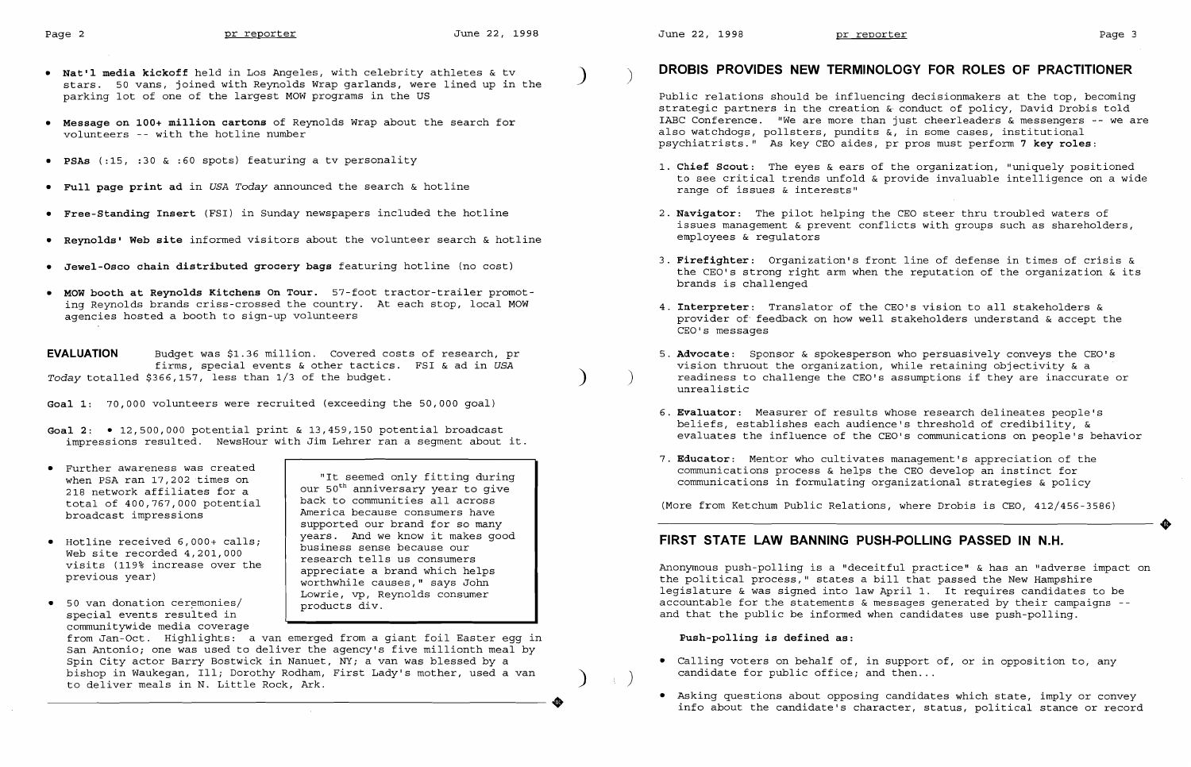- **Nat'l media kickoff** held in Los Angeles, with celebrity athletes & tv stars. 50 vans, joined with Reynolds Wrap garlands, were lined up in the parking lot of one of the largest MOW programs in the US

- **Message on 100+ million cartons** of Reynolds Wrap about the search for volunteers -- with the hotline number

- **PSAs** (:15, :30 & :60 spots) featuring a tv personality

- **Full page print ad** in *USA Today* announced the search & hotline

- **Free-Standing Insert** (FSI) in Sunday newspapers included the hotline

- **Reynolds' Web site** informed visitors about the volunteer search & hotline

- **Jewel-Osco chain distributed grocery bags** featuring hotline (no cost)

- **MOW booth at Reynolds Kitchens On Tour.** 57-foot tractor-trailer promoting Reynolds brands criss-crossed the country. At each stop, local MOW agencies hosted a booth to sign-up volunteers

**EVALUATION** Budget was $1.36 million. Covered costs of research, pr firms, special events & other tactics. FSI & ad in *USA Today* totalled $366,157, less than 1/3 of the budget.

**Goal 1:** 70,000 volunteers were recruited (exceeding the 50,000 goal)

**Goal 2:** • 12,500,000 potential print & 13,459,150 potential broadcast impressions resulted. NewsHour with Jim Lehrer ran a segment about it.

- Further awareness was created when PSA ran 17,202 times on 218 network affiliates for a total of 400,767,000 potential broadcast impressions

- Hotline received 6,000+ calls; Web site recorded 4,201,000 visits (119% increase over the previous year)

- 50 van donation ceremonies/ special events resulted in communitywide media coverage from Jan-Oct. Highlights: a van emerged from a giant foil Easter egg in San Antonio; one was used to deliver the agency's five millionth meal by Spin City actor Barry Bostwick in Nanuet, NY; a van was blessed by a bishop in Waukegan, Ill; Dorothy Rodham, First Lady's mother, used a van to deliver meals in N. Little Rock, Ark.

> "It seemed only fitting during our 50th anniversary year to give back to communities all across America because consumers have supported our brand for so many years. And we know it makes good business sense because our research tells us consumers appreciate a brand which helps worthwhile causes," says John Lowrie, vp, Reynolds consumer products div.

## DROBIS PROVIDES NEW TERMINOLOGY FOR ROLES OF PRACTITIONER

Public relations should be influencing decisionmakers at the top, becoming strategic partners in the creation & conduct of policy, David Drobis told IABC Conference. "We are more than just cheerleaders & messengers -- we are also watchdogs, pollsters, pundits &, in some cases, institutional psychiatrists." As key CEO aides, pr pros must perform **7 key roles**:

1. **Chief Scout**: The eyes & ears of the organization, "uniquely positioned to see critical trends unfold & provide invaluable intelligence on a wide range of issues & interests"

2. **Navigator**: The pilot helping the CEO steer thru troubled waters of issues management & prevent conflicts with groups such as shareholders, employees & regulators

3. **Firefighter**: Organization's front line of defense in times of crisis & the CEO's strong right arm when the reputation of the organization & its brands is challenged

4. **Interpreter**: Translator of the CEO's vision to all stakeholders & provider of feedback on how well stakeholders understand & accept the CEO's messages

5. **Advocate**: Sponsor & spokesperson who persuasively conveys the CEO's vision thruout the organization, while retaining objectivity & a readiness to challenge the CEO's assumptions if they are inaccurate or unrealistic

6. **Evaluator**: Measurer of results whose research delineates people's beliefs, establishes each audience's threshold of credibility, & evaluates the influence of the CEO's communications on people's behavior

7. **Educator**: Mentor who cultivates management's appreciation of the communications process & helps the CEO develop an instinct for communications in formulating organizational strategies & policy

(More from Ketchum Public Relations, where Drobis is CEO, 412/456-3586)

## FIRST STATE LAW BANNING PUSH-POLLING PASSED IN N.H.

Anonymous push-polling is a "deceitful practice" & has an "adverse impact on the political process," states a bill that passed the New Hampshire legislature & was signed into law April 1. It requires candidates to be accountable for the statements & messages generated by their campaigns -- and that the public be informed when candidates use push-polling.

**Push-polling is defined as:**

- Calling voters on behalf of, in support of, or in opposition to, any candidate for public office; and then...

- Asking questions about opposing candidates which state, imply or convey info about the candidate's character, status, political stance or record